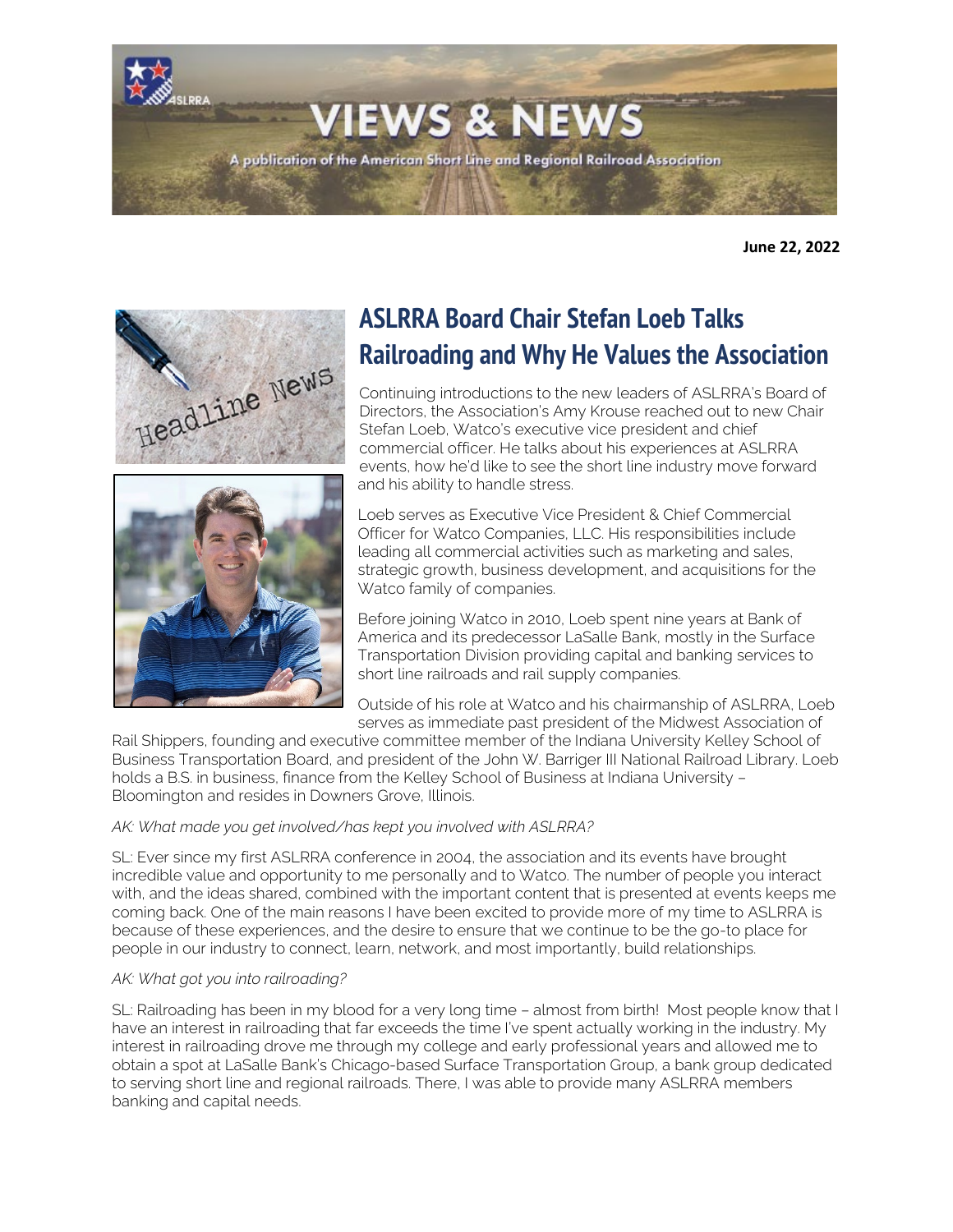# VIEWS & NEWS

A publication of the American Short Line and Regional Railroad Association

**June 22, 2022**

## ASLRRA Board Chair Stefan Loeb Talks Railroading and Why He Values the Association

Continuing introductions to the new leaders of ASLRRA's Board of Directors, the Association's Amy Krouse reached out to new Chair Stefan Loeb, Watco's executive vice president and chief commercial officer. He talks about his experiences at ASLRRA events, how he'd like to see the short line industry move forward and his ability to handle stress.

Loeb serves as Executive Vice President & Chief Commercial Officer for Watco Companies, LLC. His responsibilities include leading all commercial activities such as marketing and sales, strategic growth, business development, and acquisitions for the Watco family of companies.

Before joining Watco in 2010, Loeb spent nine years at Bank of America and its predecessor LaSalle Bank, mostly in the Surface Transportation Division providing capital and banking services to short line railroads and rail supply companies.

Outside of his role at Watco and his chairmanship of ASLRRA, Loeb serves as immediate past president of the Midwest Association of Rail Shippers, founding and executive committee member of the Indiana University Kelley School of Business Transportation Board, and president of the John W. Barriger III National Railroad Library. Loeb holds a B.S. in business, finance from the Kelley School of Business at Indiana University – Bloomington and resides in Downers Grove, Illinois.

*AK: What made you get involved/has kept you involved with ASLRRA?*

SL: Ever since my first ASLRRA conference in 2004, the association and its events have brought incredible value and opportunity to me personally and to Watco. The number of people you interact with, and the ideas shared, combined with the important content that is presented at events keeps me coming back. One of the main reasons I have been excited to provide more of my time to ASLRRA is because of these experiences, and the desire to ensure that we continue to be the go-to place for people in our industry to connect, learn, network, and most importantly, build relationships.

*AK: What got you into railroading?*

SL: Railroading has been in my blood for a very long time – almost from birth! Most people know that I have an interest in railroading that far exceeds the time I've spent actually working in the industry. My interest in railroading drove me through my college and early professional years and allowed me to obtain a spot at LaSalle Bank's Chicago-based Surface Transportation Group, a bank group dedicated to serving short line and regional railroads. There, I was able to provide many ASLRRA members banking and capital needs.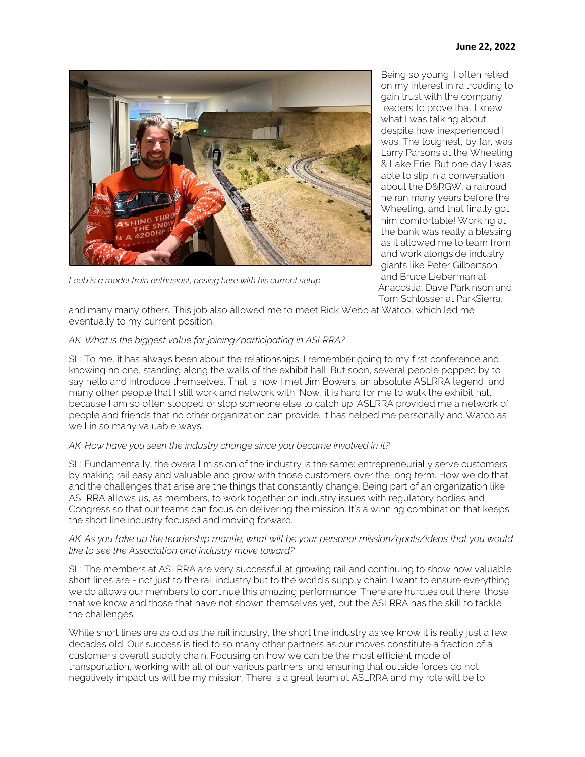June 22, 2022

Loeb is a model train enthusiast, posing here with his current setup.

Being so young, I often relied on my interest in railroading to gain trust with the company leaders to prove that I knew what I was talking about despite how inexperienced I was. The toughest, by far, was Larry Parsons at the Wheeling & Lake Erie. But one day I was able to slip in a conversation about the D&RGW, a railroad he ran many years before the Wheeling, and that finally got him comfortable! Working at the bank was really a blessing as it allowed me to learn from and work alongside industry giants like Peter Gilbertson and Bruce Lieberman at Anacostia, Dave Parkinson and Tom Schlosser at ParkSierra, and many many others. This job also allowed me to meet Rick Webb at Watco, which led me eventually to my current position.

*AK: What is the biggest value for joining/participating in ASLRRA?*

SL: To me, it has always been about the relationships. I remember going to my first conference and knowing no one, standing along the walls of the exhibit hall. But soon, several people popped by to say hello and introduce themselves. That is how I met Jim Bowers, an absolute ASLRRA legend, and many other people that I still work and network with. Now, it is hard for me to walk the exhibit hall because I am so often stopped or stop someone else to catch up. ASLRRA provided me a network of people and friends that no other organization can provide. It has helped me personally and Watco as well in so many valuable ways.

*AK: How have you seen the industry change since you became involved in it?*

SL: Fundamentally, the overall mission of the industry is the same: entrepreneurially serve customers by making rail easy and valuable and grow with those customers over the long term. How we do that and the challenges that arise are the things that constantly change. Being part of an organization like ASLRRA allows us, as members, to work together on industry issues with regulatory bodies and Congress so that our teams can focus on delivering the mission. It's a winning combination that keeps the short line industry focused and moving forward.

*AK: As you take up the leadership mantle, what will be your personal mission/goals/ideas that you would like to see the Association and industry move toward?*

SL: The members at ASLRRA are very successful at growing rail and continuing to show how valuable short lines are - not just to the rail industry but to the world's supply chain. I want to ensure everything we do allows our members to continue this amazing performance. There are hurdles out there, those that we know and those that have not shown themselves yet, but the ASLRRA has the skill to tackle the challenges.

While short lines are as old as the rail industry, the short line industry as we know it is really just a few decades old. Our success is tied to so many other partners as our moves constitute a fraction of a customer's overall supply chain. Focusing on how we can be the most efficient mode of transportation, working with all of our various partners, and ensuring that outside forces do not negatively impact us will be my mission. There is a great team at ASLRRA and my role will be to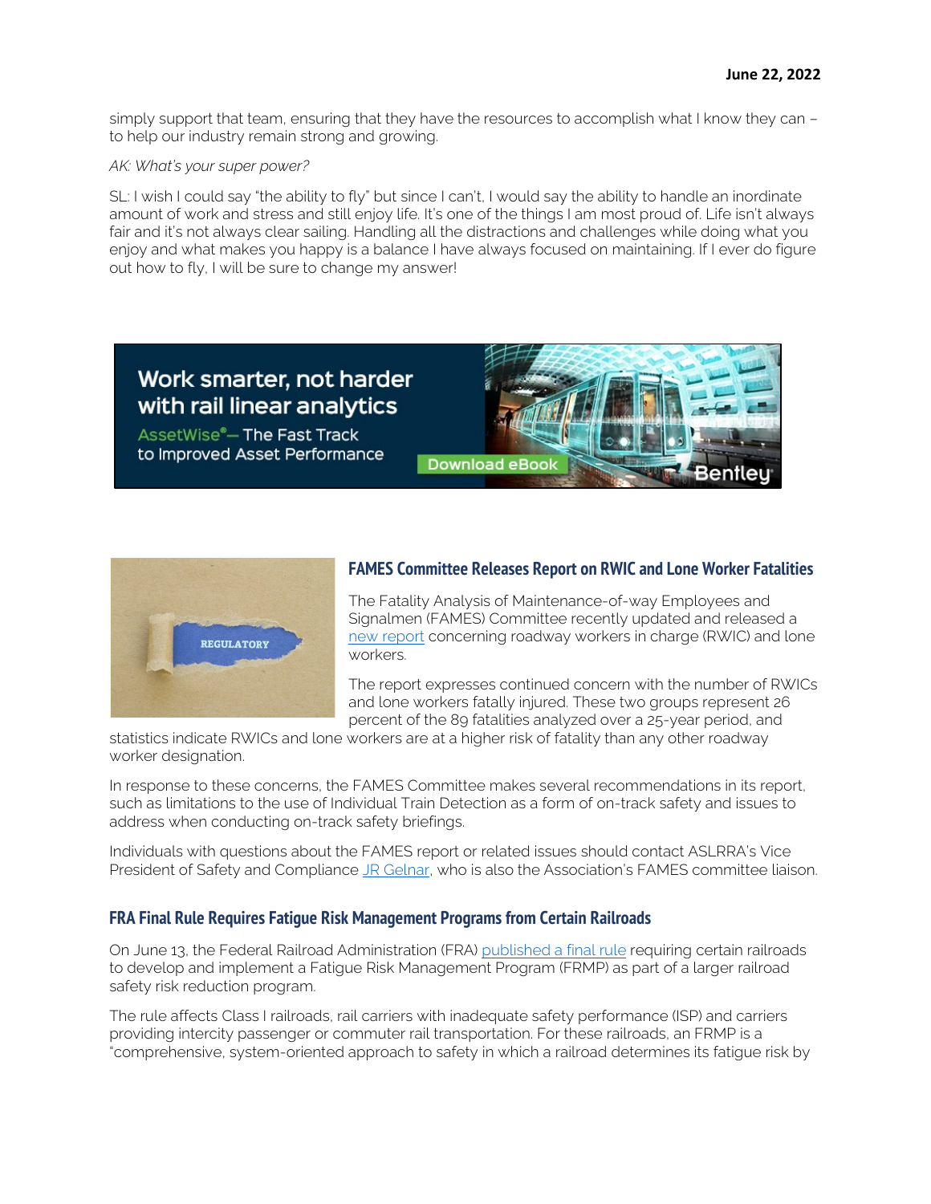simply support that team, ensuring that they have the resources to accomplish what I know they can – to help our industry remain strong and growing.

*AK: What's your super power?*

SL: I wish I could say "the ability to fly" but since I can't, I would say the ability to handle an inordinate amount of work and stress and still enjoy life. It's one of the things I am most proud of. Life isn't always fair and it's not always clear sailing. Handling all the distractions and challenges while doing what you enjoy and what makes you happy is a balance I have always focused on maintaining. If I ever do figure out how to fly, I will be sure to change my answer!

Work smarter, not harder with rail linear analytics

AssetWise® — The Fast Track to Improved Asset Performance

Download eBook

Bentley

## FAMES Committee Releases Report on RWIC and Lone Worker Fatalities

The Fatality Analysis of Maintenance-of-way Employees and Signalmen (FAMES) Committee recently updated and released a new report concerning roadway workers in charge (RWIC) and lone workers.

The report expresses continued concern with the number of RWICs and lone workers fatally injured. These two groups represent 26 percent of the 89 fatalities analyzed over a 25-year period, and statistics indicate RWICs and lone workers are at a higher risk of fatality than any other roadway worker designation.

In response to these concerns, the FAMES Committee makes several recommendations in its report, such as limitations to the use of Individual Train Detection as a form of on-track safety and issues to address when conducting on-track safety briefings.

Individuals with questions about the FAMES report or related issues should contact ASLRRA's Vice President of Safety and Compliance JR Gelnar, who is also the Association's FAMES committee liaison.

## FRA Final Rule Requires Fatigue Risk Management Programs from Certain Railroads

On June 13, the Federal Railroad Administration (FRA) published a final rule requiring certain railroads to develop and implement a Fatigue Risk Management Program (FRMP) as part of a larger railroad safety risk reduction program.

The rule affects Class I railroads, rail carriers with inadequate safety performance (ISP) and carriers providing intercity passenger or commuter rail transportation. For these railroads, an FRMP is a "comprehensive, system-oriented approach to safety in which a railroad determines its fatigue risk by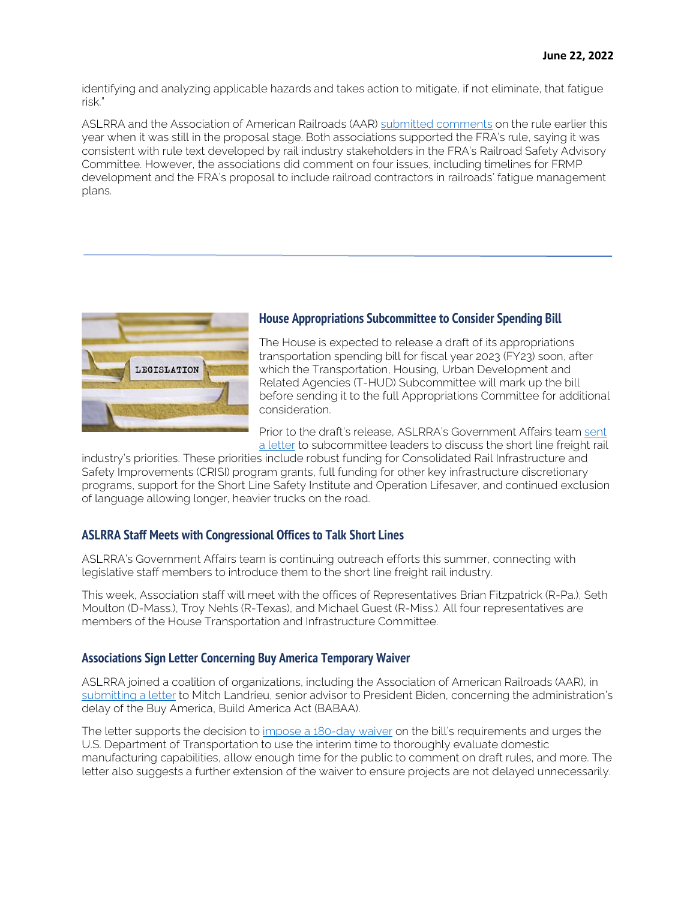identifying and analyzing applicable hazards and takes action to mitigate, if not eliminate, that fatigue risk."

ASLRRA and the Association of American Railroads (AAR) submitted comments on the rule earlier this year when it was still in the proposal stage. Both associations supported the FRA's rule, saying it was consistent with rule text developed by rail industry stakeholders in the FRA's Railroad Safety Advisory Committee. However, the associations did comment on four issues, including timelines for FRMP development and the FRA's proposal to include railroad contractors in railroads' fatigue management plans.

---

### House Appropriations Subcommittee to Consider Spending Bill

The House is expected to release a draft of its appropriations transportation spending bill for fiscal year 2023 (FY23) soon, after which the Transportation, Housing, Urban Development and Related Agencies (T-HUD) Subcommittee will mark up the bill before sending it to the full Appropriations Committee for additional consideration.

Prior to the draft's release, ASLRRA's Government Affairs team sent a letter to subcommittee leaders to discuss the short line freight rail industry's priorities. These priorities include robust funding for Consolidated Rail Infrastructure and Safety Improvements (CRISI) program grants, full funding for other key infrastructure discretionary programs, support for the Short Line Safety Institute and Operation Lifesaver, and continued exclusion of language allowing longer, heavier trucks on the road.

### ASLRRA Staff Meets with Congressional Offices to Talk Short Lines

ASLRRA's Government Affairs team is continuing outreach efforts this summer, connecting with legislative staff members to introduce them to the short line freight rail industry.

This week, Association staff will meet with the offices of Representatives Brian Fitzpatrick (R-Pa.), Seth Moulton (D-Mass.), Troy Nehls (R-Texas), and Michael Guest (R-Miss.). All four representatives are members of the House Transportation and Infrastructure Committee.

### Associations Sign Letter Concerning Buy America Temporary Waiver

ASLRRA joined a coalition of organizations, including the Association of American Railroads (AAR), in submitting a letter to Mitch Landrieu, senior advisor to President Biden, concerning the administration's delay of the Buy America, Build America Act (BABAA).

The letter supports the decision to impose a 180-day waiver on the bill's requirements and urges the U.S. Department of Transportation to use the interim time to thoroughly evaluate domestic manufacturing capabilities, allow enough time for the public to comment on draft rules, and more. The letter also suggests a further extension of the waiver to ensure projects are not delayed unnecessarily.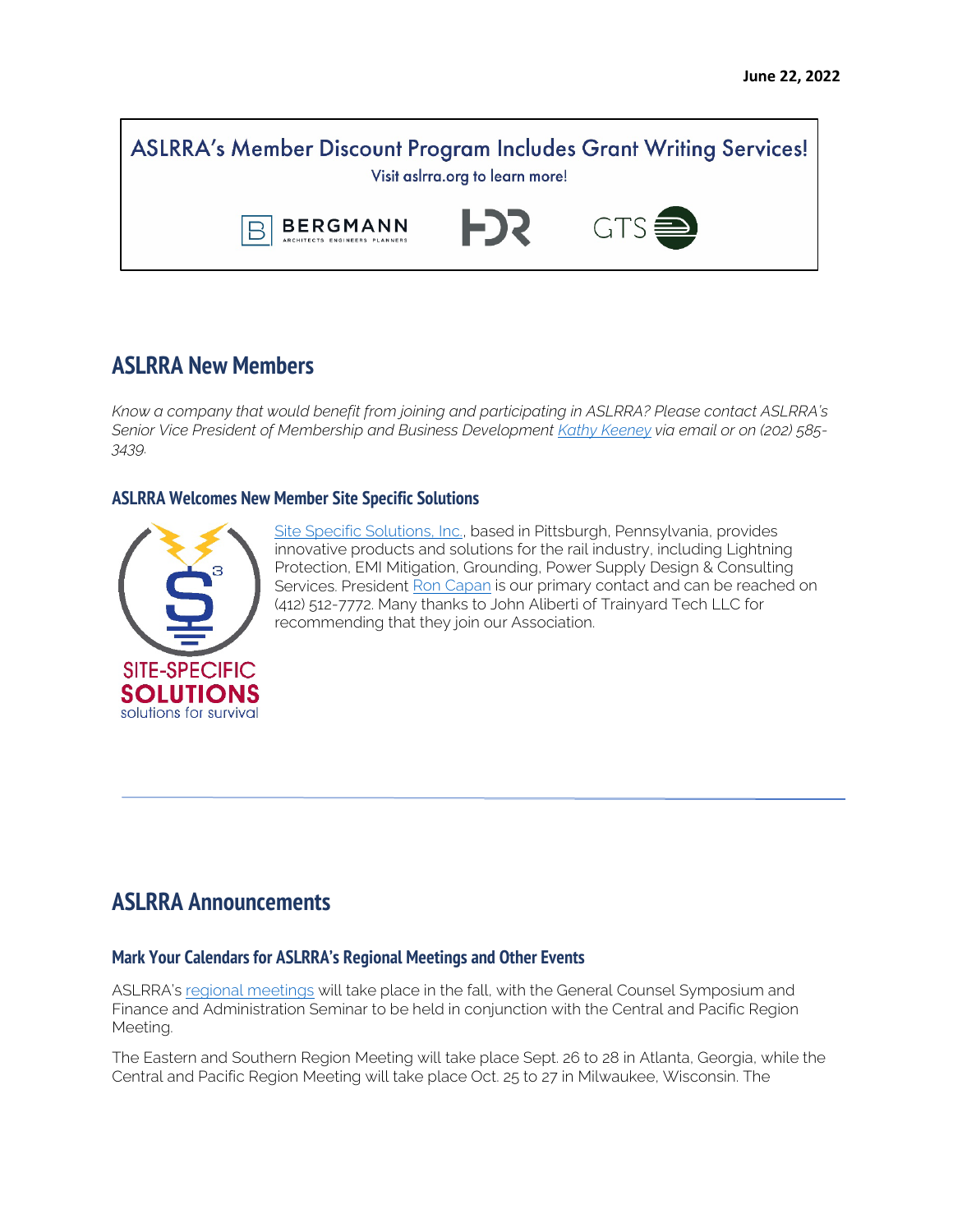June 22, 2022

ASLRRA's Member Discount Program Includes Grant Writing Services!

Visit aslrra.org to learn more!

## ASLRRA New Members

*Know a company that would benefit from joining and participating in ASLRRA? Please contact ASLRRA's Senior Vice President of Membership and Business Development [Kathy Keeney]() via email or on (202) 585-3439.*

### ASLRRA Welcomes New Member Site Specific Solutions

[Site Specific Solutions, Inc.](), based in Pittsburgh, Pennsylvania, provides innovative products and solutions for the rail industry, including Lightning Protection, EMI Mitigation, Grounding, Power Supply Design & Consulting Services. President [Ron Capan]() is our primary contact and can be reached on (412) 512-7772. Many thanks to John Aliberti of Trainyard Tech LLC for recommending that they join our Association.

## ASLRRA Announcements

### Mark Your Calendars for ASLRRA's Regional Meetings and Other Events

ASLRRA's [regional meetings]() will take place in the fall, with the General Counsel Symposium and Finance and Administration Seminar to be held in conjunction with the Central and Pacific Region Meeting.

The Eastern and Southern Region Meeting will take place Sept. 26 to 28 in Atlanta, Georgia, while the Central and Pacific Region Meeting will take place Oct. 25 to 27 in Milwaukee, Wisconsin. The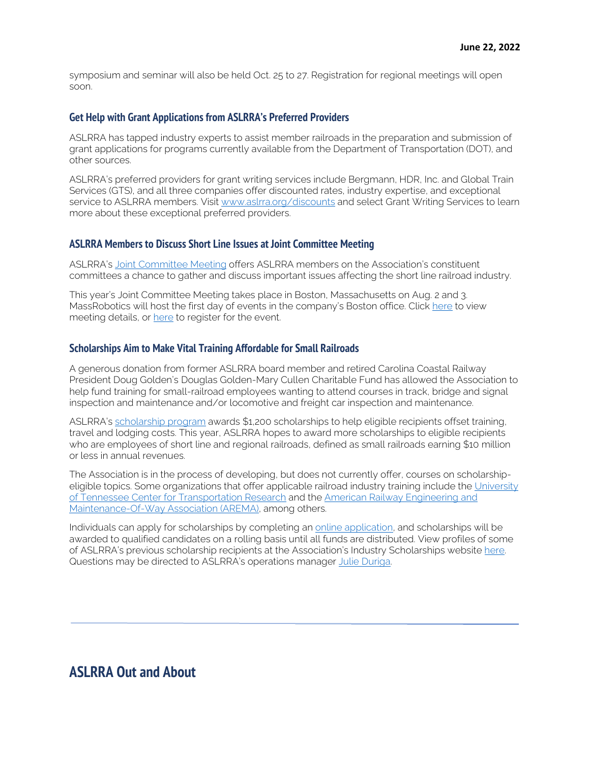symposium and seminar will also be held Oct. 25 to 27. Registration for regional meetings will open soon.

### Get Help with Grant Applications from ASLRRA's Preferred Providers

ASLRRA has tapped industry experts to assist member railroads in the preparation and submission of grant applications for programs currently available from the Department of Transportation (DOT), and other sources.

ASLRRA's preferred providers for grant writing services include Bergmann, HDR, Inc. and Global Train Services (GTS), and all three companies offer discounted rates, industry expertise, and exceptional service to ASLRRA members. Visit www.aslrra.org/discounts and select Grant Writing Services to learn more about these exceptional preferred providers.

### ASLRRA Members to Discuss Short Line Issues at Joint Committee Meeting

ASLRRA's Joint Committee Meeting offers ASLRRA members on the Association's constituent committees a chance to gather and discuss important issues affecting the short line railroad industry.

This year's Joint Committee Meeting takes place in Boston, Massachusetts on Aug. 2 and 3. MassRobotics will host the first day of events in the company's Boston office. Click here to view meeting details, or here to register for the event.

### Scholarships Aim to Make Vital Training Affordable for Small Railroads

A generous donation from former ASLRRA board member and retired Carolina Coastal Railway President Doug Golden's Douglas Golden-Mary Cullen Charitable Fund has allowed the Association to help fund training for small-railroad employees wanting to attend courses in track, bridge and signal inspection and maintenance and/or locomotive and freight car inspection and maintenance.

ASLRRA's scholarship program awards $1,200 scholarships to help eligible recipients offset training, travel and lodging costs. This year, ASLRRA hopes to award more scholarships to eligible recipients who are employees of short line and regional railroads, defined as small railroads earning $10 million or less in annual revenues.

The Association is in the process of developing, but does not currently offer, courses on scholarship-eligible topics. Some organizations that offer applicable railroad industry training include the University of Tennessee Center for Transportation Research and the American Railway Engineering and Maintenance-Of-Way Association (AREMA), among others.

Individuals can apply for scholarships by completing an online application, and scholarships will be awarded to qualified candidates on a rolling basis until all funds are distributed. View profiles of some of ASLRRA's previous scholarship recipients at the Association's Industry Scholarships website here. Questions may be directed to ASLRRA's operations manager Julie Duriga.

---

## ASLRRA Out and About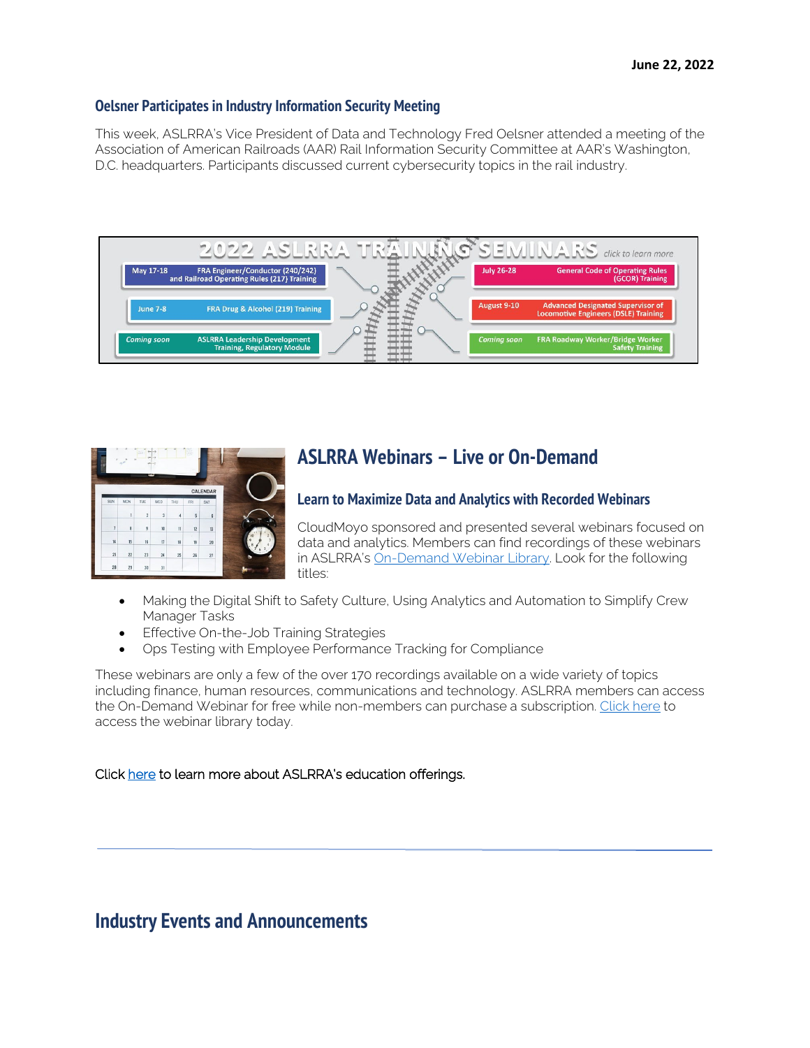**June 22, 2022**

## Oelsner Participates in Industry Information Security Meeting

This week, ASLRRA's Vice President of Data and Technology Fred Oelsner attended a meeting of the Association of American Railroads (AAR) Rail Information Security Committee at AAR's Washington, D.C. headquarters. Participants discussed current cybersecurity topics in the rail industry.

**2022 ASLRRA TRAINING SEMINARS** *click to learn more*

- May 17-18 — FRA Engineer/Conductor (240/242) and Railroad Operating Rules (217) Training
- June 7-8 — FRA Drug & Alcohol (219) Training
- *Coming soon* — ASLRRA Leadership Development Training, Regulatory Module
- July 26-28 — General Code of Operating Rules (GCOR) Training
- August 9-10 — Advanced Designated Supervisor of Locomotive Engineers (DSLE) Training
- *Coming soon* — FRA Roadway Worker/Bridge Worker Safety Training

## ASLRRA Webinars – Live or On-Demand

### Learn to Maximize Data and Analytics with Recorded Webinars

CloudMoyo sponsored and presented several webinars focused on data and analytics. Members can find recordings of these webinars in ASLRRA's On-Demand Webinar Library. Look for the following titles:

- Making the Digital Shift to Safety Culture, Using Analytics and Automation to Simplify Crew Manager Tasks
- Effective On-the-Job Training Strategies
- Ops Testing with Employee Performance Tracking for Compliance

These webinars are only a few of the over 170 recordings available on a wide variety of topics including finance, human resources, communications and technology. ASLRRA members can access the On-Demand Webinar for free while non-members can purchase a subscription. Click here to access the webinar library today.

Click here to learn more about ASLRRA's education offerings.

---

# Industry Events and Announcements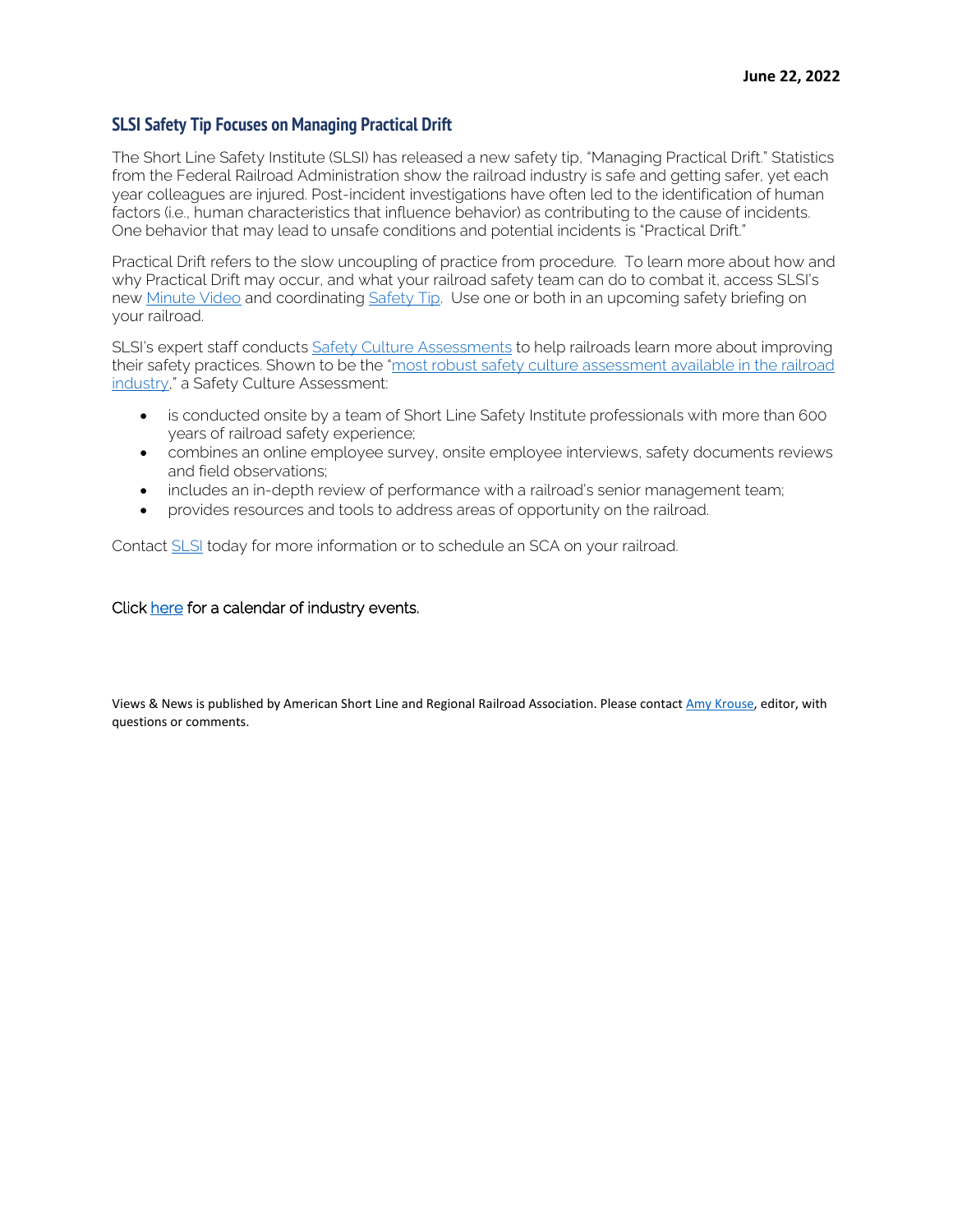**June 22, 2022**

## SLSI Safety Tip Focuses on Managing Practical Drift

The Short Line Safety Institute (SLSI) has released a new safety tip, "Managing Practical Drift." Statistics from the Federal Railroad Administration show the railroad industry is safe and getting safer, yet each year colleagues are injured. Post-incident investigations have often led to the identification of human factors (i.e., human characteristics that influence behavior) as contributing to the cause of incidents. One behavior that may lead to unsafe conditions and potential incidents is "Practical Drift."

Practical Drift refers to the slow uncoupling of practice from procedure. To learn more about how and why Practical Drift may occur, and what your railroad safety team can do to combat it, access SLSI's new Minute Video and coordinating Safety Tip. Use one or both in an upcoming safety briefing on your railroad.

SLSI's expert staff conducts Safety Culture Assessments to help railroads learn more about improving their safety practices. Shown to be the "most robust safety culture assessment available in the railroad industry," a Safety Culture Assessment:

- is conducted onsite by a team of Short Line Safety Institute professionals with more than 600 years of railroad safety experience;
- combines an online employee survey, onsite employee interviews, safety documents reviews and field observations;
- includes an in-depth review of performance with a railroad's senior management team;
- provides resources and tools to address areas of opportunity on the railroad.

Contact SLSI today for more information or to schedule an SCA on your railroad.

Click here for a calendar of industry events.

Views & News is published by American Short Line and Regional Railroad Association. Please contact Amy Krouse, editor, with questions or comments.